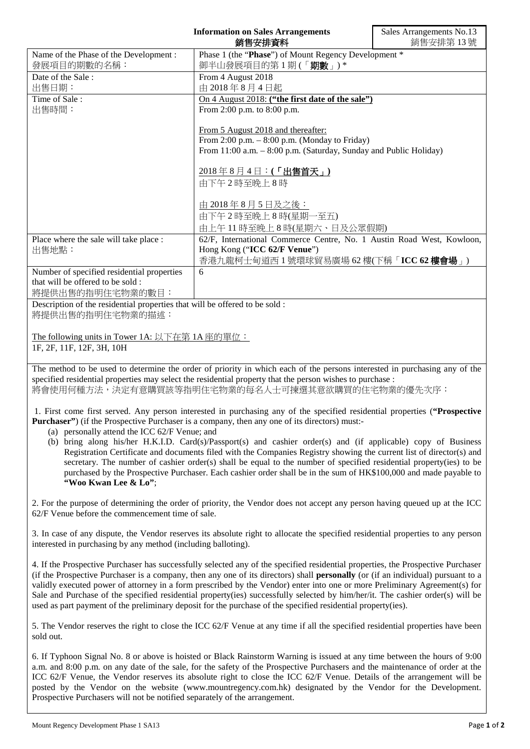# Information on Sales Arrangements
# 銷售安排資料

Sales Arrangements No.13
銷售安排第 13 號

| | |
|---|---|
| Name of the Phase of the Development :<br>發展項目的期數的名稱： | Phase 1 (the "**Phase**") of Mount Regency Development *<br>御半山發展項目的第 1 期 (「**期數**」) * |
| Date of the Sale :<br>出售日期： | From 4 August 2018<br>由 2018 年 8 月 4 日起 |
| Time of Sale :<br>出售時間： | On 4 August 2018: **("the first date of the sale")**<br>From 2:00 p.m. to 8:00 p.m.<br><br>From 5 August 2018 and thereafter:<br>From 2:00 p.m. – 8:00 p.m. (Monday to Friday)<br>From 11:00 a.m. – 8:00 p.m. (Saturday, Sunday and Public Holiday)<br><br>2018 年 8 月 4 日：**(「出售首天」)**<br>由下午 2 時至晚上 8 時<br><br>由 2018 年 8 月 5 日及之後：<br>由下午 2 時至晚上 8 時(星期一至五)<br>由上午 11 時至晚上 8 時(星期六、日及公眾假期) |
| Place where the sale will take place :<br>出售地點： | 62/F, International Commerce Centre, No. 1 Austin Road West, Kowloon, Hong Kong ("**ICC 62/F Venue**")<br>香港九龍柯士甸道西 1 號環球貿易廣場 62 樓(下稱「**ICC 62 樓會場**」) |
| Number of specified residential properties that will be offered to be sold :<br>將提供出售的指明住宅物業的數目： | 6 |

Description of the residential properties that will be offered to be sold :
將提供出售的指明住宅物業的描述：

The following units in Tower 1A: 以下在第 1A 座的單位：
1F, 2F, 11F, 12F, 3H, 10H

The method to be used to determine the order of priority in which each of the persons interested in purchasing any of the specified residential properties may select the residential property that the person wishes to purchase :
將會使用何種方法，決定有意購買該等指明住宅物業的每名人士可揀選其意欲購買的住宅物業的優先次序：

1. First come first served. Any person interested in purchasing any of the specified residential properties (**"Prospective Purchaser"**) (if the Prospective Purchaser is a company, then any one of its directors) must:-
   (a) personally attend the ICC 62/F Venue; and
   (b) bring along his/her H.K.I.D. Card(s)/Passport(s) and cashier order(s) and (if applicable) copy of Business Registration Certificate and documents filed with the Companies Registry showing the current list of director(s) and secretary. The number of cashier order(s) shall be equal to the number of specified residential property(ies) to be purchased by the Prospective Purchaser. Each cashier order shall be in the sum of HK$100,000 and made payable to **"Woo Kwan Lee & Lo"**;

2. For the purpose of determining the order of priority, the Vendor does not accept any person having queued up at the ICC 62/F Venue before the commencement time of sale.

3. In case of any dispute, the Vendor reserves its absolute right to allocate the specified residential properties to any person interested in purchasing by any method (including balloting).

4. If the Prospective Purchaser has successfully selected any of the specified residential properties, the Prospective Purchaser (if the Prospective Purchaser is a company, then any one of its directors) shall **personally** (or (if an individual) pursuant to a validly executed power of attorney in a form prescribed by the Vendor) enter into one or more Preliminary Agreement(s) for Sale and Purchase of the specified residential property(ies) successfully selected by him/her/it. The cashier order(s) will be used as part payment of the preliminary deposit for the purchase of the specified residential property(ies).

5. The Vendor reserves the right to close the ICC 62/F Venue at any time if all the specified residential properties have been sold out.

6. If Typhoon Signal No. 8 or above is hoisted or Black Rainstorm Warning is issued at any time between the hours of 9:00 a.m. and 8:00 p.m. on any date of the sale, for the safety of the Prospective Purchasers and the maintenance of order at the ICC 62/F Venue, the Vendor reserves its absolute right to close the ICC 62/F Venue. Details of the arrangement will be posted by the Vendor on the website (www.mountregency.com.hk) designated by the Vendor for the Development. Prospective Purchasers will not be notified separately of the arrangement.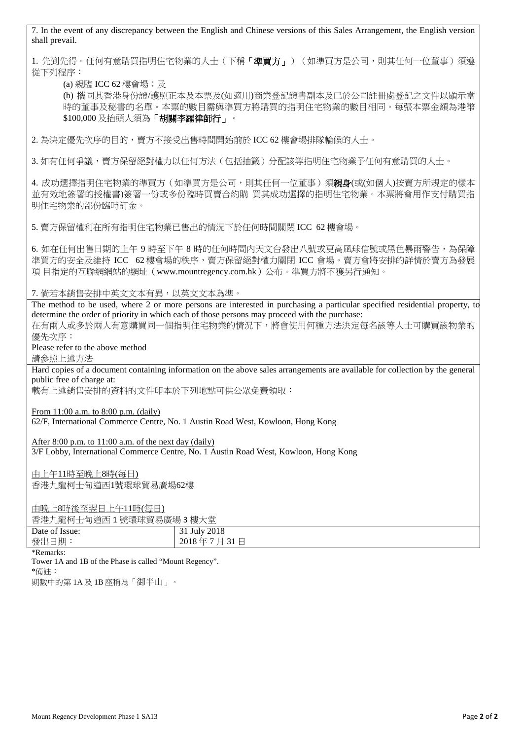7. In the event of any discrepancy between the English and Chinese versions of this Sales Arrangement, the English version shall prevail.

1. 先到先得。任何有意購買指明住宅物業的人士（下稱**「準買方」**）（如準買方是公司，則其任何一位董事）須遵從下列程序：

(a) 親臨 ICC 62 樓會場；及

(b) 攜同其香港身份證/護照正本及本票及(如適用)商業登記證書副本及已於公司註冊處登記之文件以顯示當時的董事及秘書的名單。本票的數目需與準買方將購買的指明住宅物業的數目相同。每張本票金額為港幣 $100,000 及抬頭人須為**「胡關李羅律師行」**。

2. 為決定優先次序的目的，賣方不接受出售時間開始前於 ICC 62 樓會場排隊輪候的人士。

3. 如有任何爭議，賣方保留絕對權力以任何方法（包括抽籤）分配該等指明住宅物業予任何有意購買的人士。

4. 成功選擇指明住宅物業的準買方（如準買方是公司，則其任何一位董事）須**親身**(或(如個人)按賣方所規定的樣本並有效地簽署的授權書)簽署一份或多份臨時買賣合約購 買其成功選擇的指明住宅物業。本票將會用作支付購買指明住宅物業的部份臨時訂金。

5. 賣方保留權利在所有指明住宅物業已售出的情況下於任何時間關閉 ICC 62 樓會場。

6. 如在任何出售日期的上午 9 時至下午 8 時的任何時間內天文台發出八號或更高風球信號或黑色暴雨警告，為保障準買方的安全及維持 ICC 62 樓會場的秩序，賣方保留絕對權力關閉 ICC 會場。賣方會將安排的詳情於賣方為發展項 目指定的互聯網網站的網址（www.mountregency.com.hk）公布。準買方將不獲另行通知。

7. 倘若本銷售安排中英文文本有異，以英文文本為準。

The method to be used, where 2 or more persons are interested in purchasing a particular specified residential property, to determine the order of priority in which each of those persons may proceed with the purchase:
在有兩人或多於兩人有意購買同一個指明住宅物業的情況下，將會使用何種方法決定每名該等人士可購買該物業的優先次序：

Please refer to the above method
請參照上述方法

Hard copies of a document containing information on the above sales arrangements are available for collection by the general public free of charge at:
載有上述銷售安排的資料的文件印本於下列地點可供公眾免費領取：

From 11:00 a.m. to 8:00 p.m. (daily)
62/F, International Commerce Centre, No. 1 Austin Road West, Kowloon, Hong Kong

After 8:00 p.m. to 11:00 a.m. of the next day (daily)
3/F Lobby, International Commerce Centre, No. 1 Austin Road West, Kowloon, Hong Kong

由上午11時至晚上8時(每日)
香港九龍柯士甸道西1號環球貿易廣場62樓

由晚上8時後至翌日上午11時(每日)
香港九龍柯士甸道西 1 號環球貿易廣場 3 樓大堂

| | |
|---|---|
| Date of Issue:<br>發出日期： | 31 July 2018<br>2018 年 7 月 31 日 |

*Remarks:
Tower 1A and 1B of the Phase is called "Mount Regency".
*備註：
期數中的第 1A 及 1B 座稱為「御半山」。